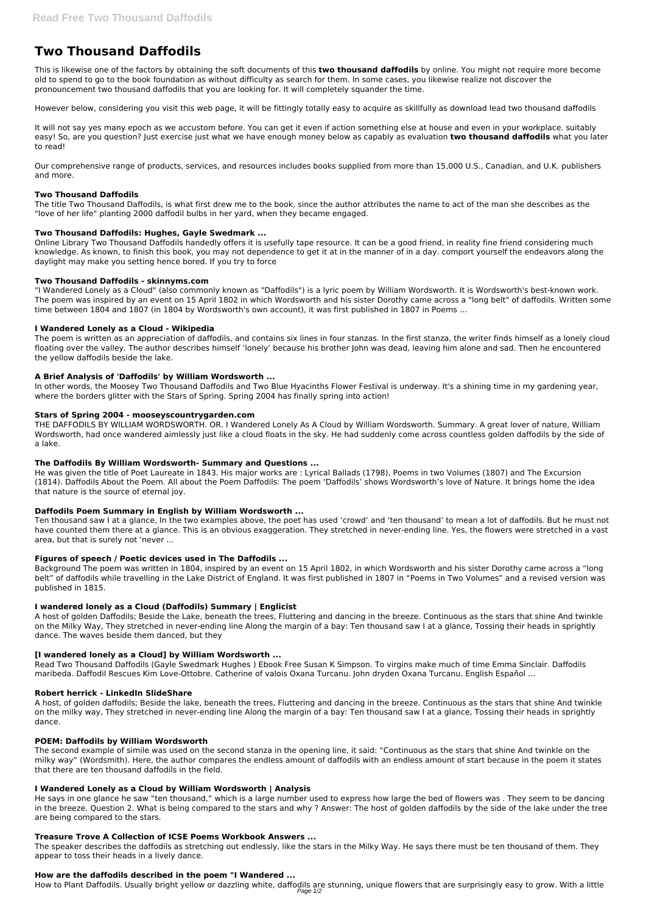# Two Thousand Daffodils

This is likewise one of the factors by obtaining the soft documents of this **two thousand daffodils** by online. You might not require more become old to spend to go to the book foundation as without difficulty as search for them. In some cases, you likewise realize not discover the pronouncement two thousand daffodils that you are looking for. It will completely squander the time.

However below, considering you visit this web page, it will be fittingly totally easy to acquire as skillfully as download lead two thousand daffodils

It will not say yes many epoch as we accustom before. You can get it even if action something else at house and even in your workplace. suitably easy! So, are you question? Just exercise just what we have enough money below as capably as evaluation **two thousand daffodils** what you later to read!

Our comprehensive range of products, services, and resources includes books supplied from more than 15,000 U.S., Canadian, and U.K. publishers and more.

### Two Thousand Daffodils

The title Two Thousand Daffodils, is what first drew me to the book, since the author attributes the name to act of the man she describes as the "love of her life" planting 2000 daffodil bulbs in her yard, when they became engaged.

### Two Thousand Daffodils: Hughes, Gayle Swedmark ...

Online Library Two Thousand Daffodils handedly offers it is usefully tape resource. It can be a good friend, in reality fine friend considering much knowledge. As known, to finish this book, you may not dependence to get it at in the manner of in a day. comport yourself the endeavors along the daylight may make you setting hence bored. If you try to force

### Two Thousand Daffodils - skinnyms.com

"I Wandered Lonely as a Cloud" (also commonly known as "Daffodils") is a lyric poem by William Wordsworth. It is Wordsworth's best-known work. The poem was inspired by an event on 15 April 1802 in which Wordsworth and his sister Dorothy came across a "long belt" of daffodils. Written some time between 1804 and 1807 (in 1804 by Wordsworth's own account), it was first published in 1807 in Poems ...

### I Wandered Lonely as a Cloud - Wikipedia

The poem is written as an appreciation of daffodils, and contains six lines in four stanzas. In the first stanza, the writer finds himself as a lonely cloud floating over the valley. The author describes himself 'lonely' because his brother John was dead, leaving him alone and sad. Then he encountered the yellow daffodils beside the lake.

### A Brief Analysis of 'Daffodils' by William Wordsworth ...

In other words, the Moosey Two Thousand Daffodils and Two Blue Hyacinths Flower Festival is underway. It's a shining time in my gardening year, where the borders glitter with the Stars of Spring. Spring 2004 has finally spring into action!

### Stars of Spring 2004 - mooseyscountrygarden.com

THE DAFFODILS BY WILLIAM WORDSWORTH. OR. I Wandered Lonely As A Cloud by William Wordsworth. Summary. A great lover of nature, William Wordsworth, had once wandered aimlessly just like a cloud floats in the sky. He had suddenly come across countless golden daffodils by the side of a lake.

### The Daffodils By William Wordsworth- Summary and Questions ...

He was given the title of Poet Laureate in 1843. His major works are : Lyrical Ballads (1798), Poems in two Volumes (1807) and The Excursion (1814). Daffodils About the Poem. All about the Poem Daffodils: The poem 'Daffodils' shows Wordsworth's love of Nature. It brings home the idea that nature is the source of eternal joy.

### Daffodils Poem Summary in English by William Wordsworth ...

Ten thousand saw I at a glance, In the two examples above, the poet has used 'crowd' and 'ten thousand' to mean a lot of daffodils. But he must not have counted them there at a glance. This is an obvious exaggeration. They stretched in never-ending line. Yes, the flowers were stretched in a vast area, but that is surely not 'never ...

### Figures of speech / Poetic devices used in The Daffodils ...

Background The poem was written in 1804, inspired by an event on 15 April 1802, in which Wordsworth and his sister Dorothy came across a "long belt" of daffodils while travelling in the Lake District of England. It was first published in 1807 in "Poems in Two Volumes" and a revised version was published in 1815.

### I wandered lonely as a Cloud (Daffodils) Summary | Englicist

A host of golden Daffodils; Beside the Lake, beneath the trees, Fluttering and dancing in the breeze. Continuous as the stars that shine And twinkle on the Milky Way, They stretched in never-ending line Along the margin of a bay: Ten thousand saw I at a glance, Tossing their heads in sprightly dance. The waves beside them danced, but they

### [I wandered lonely as a Cloud] by William Wordsworth ...

Read Two Thousand Daffodils (Gayle Swedmark Hughes ) Ebook Free Susan K Simpson. To virgins make much of time Emma Sinclair. Daffodils maribeda. Daffodil Rescues Kim Love-Ottobre. Catherine of valois Oxana Turcanu. John dryden Oxana Turcanu. English Español ...

### Robert herrick - LinkedIn SlideShare

A host, of golden daffodils; Beside the lake, beneath the trees, Fluttering and dancing in the breeze. Continuous as the stars that shine And twinkle on the milky way, They stretched in never-ending line Along the margin of a bay: Ten thousand saw I at a glance, Tossing their heads in sprightly dance.

### POEM: Daffodils by William Wordsworth

The second example of simile was used on the second stanza in the opening line, it said: "Continuous as the stars that shine And twinkle on the milky way" (Wordsmith). Here, the author compares the endless amount of daffodils with an endless amount of start because in the poem it states that there are ten thousand daffodils in the field.

### I Wandered Lonely as a Cloud by William Wordsworth | Analysis

He says in one glance he saw "ten thousand," which is a large number used to express how large the bed of flowers was . They seem to be dancing in the breeze. Question 2. What is being compared to the stars and why ? Answer: The host of golden daffodils by the side of the lake under the tree are being compared to the stars.

### Treasure Trove A Collection of ICSE Poems Workbook Answers ...

The speaker describes the daffodils as stretching out endlessly, like the stars in the Milky Way. He says there must be ten thousand of them. They appear to toss their heads in a lively dance.

### How are the daffodils described in the poem "I Wandered ...

How to Plant Daffodils. Usually bright yellow or dazzling white, daffodils are stunning, unique flowers that are surprisingly easy to grow. With a little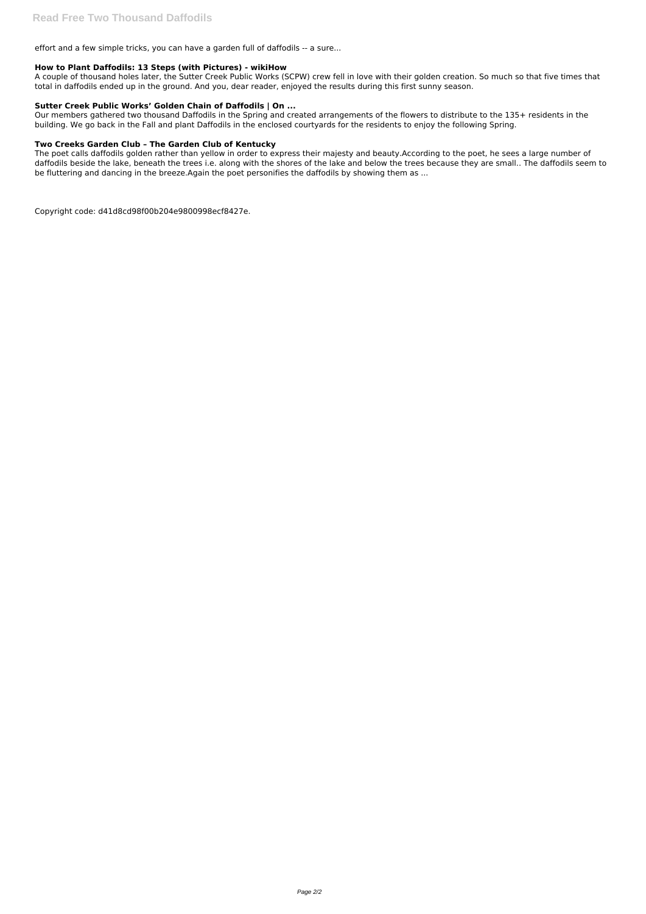effort and a few simple tricks, you can have a garden full of daffodils -- a sure...

### How to Plant Daffodils: 13 Steps (with Pictures) - wikiHow

A couple of thousand holes later, the Sutter Creek Public Works (SCPW) crew fell in love with their golden creation. So much so that five times that total in daffodils ended up in the ground. And you, dear reader, enjoyed the results during this first sunny season.

### Sutter Creek Public Works' Golden Chain of Daffodils | On ...

Our members gathered two thousand Daffodils in the Spring and created arrangements of the flowers to distribute to the 135+ residents in the building. We go back in the Fall and plant Daffodils in the enclosed courtyards for the residents to enjoy the following Spring.

### Two Creeks Garden Club – The Garden Club of Kentucky

The poet calls daffodils golden rather than yellow in order to express their majesty and beauty.According to the poet, he sees a large number of daffodils beside the lake, beneath the trees i.e. along with the shores of the lake and below the trees because they are small.. The daffodils seem to be fluttering and dancing in the breeze.Again the poet personifies the daffodils by showing them as ...

Copyright code: d41d8cd98f00b204e9800998ecf8427e.